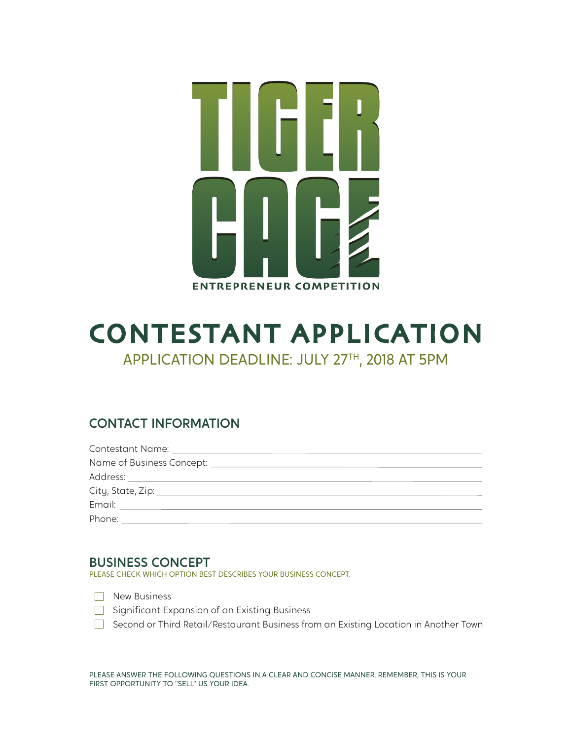# TIGER CAGE

ENTREPRENEUR COMPETITION

# CONTESTANT APPLICATION

APPLICATION DEADLINE: JULY 27TH, 2018 AT 5PM

## CONTACT INFORMATION

Contestant Name: ______________________________

Name of Business Concept: ______________________________

Address: ______________________________

City, State, Zip: ______________________________

Email: ______________________________

Phone: ______________________________

## BUSINESS CONCEPT

PLEASE CHECK WHICH OPTION BEST DESCRIBES YOUR BUSINESS CONCEPT.

- ☐ New Business
- ☐ Significant Expansion of an Existing Business
- ☐ Second or Third Retail/Restaurant Business from an Existing Location in Another Town

PLEASE ANSWER THE FOLLOWING QUESTIONS IN A CLEAR AND CONCISE MANNER. REMEMBER, THIS IS YOUR FIRST OPPORTUNITY TO "SELL" US YOUR IDEA.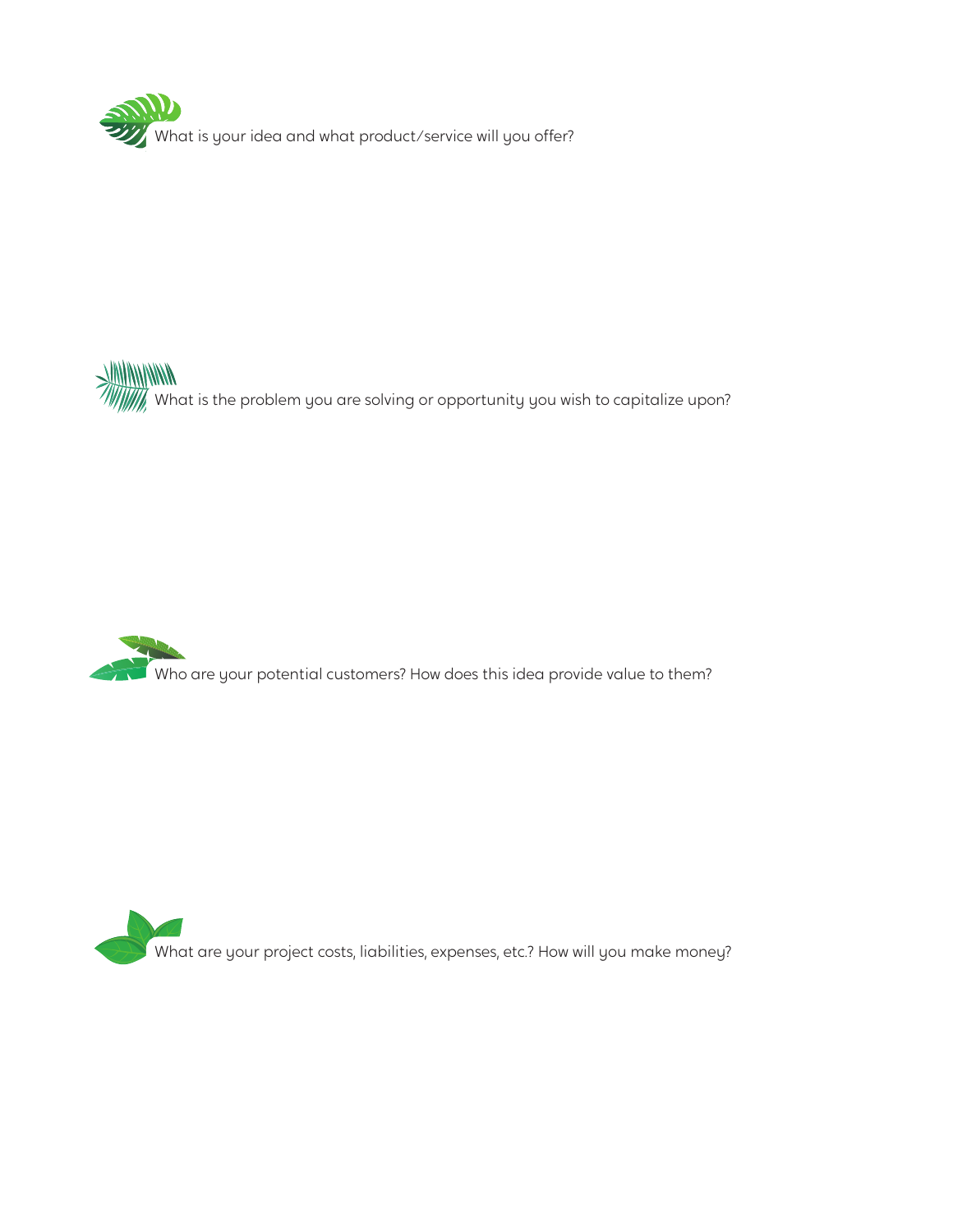What is your idea and what product/service will you offer?

What is the problem you are solving or opportunity you wish to capitalize upon?

Who are your potential customers? How does this idea provide value to them?

What are your project costs, liabilities, expenses, etc.? How will you make money?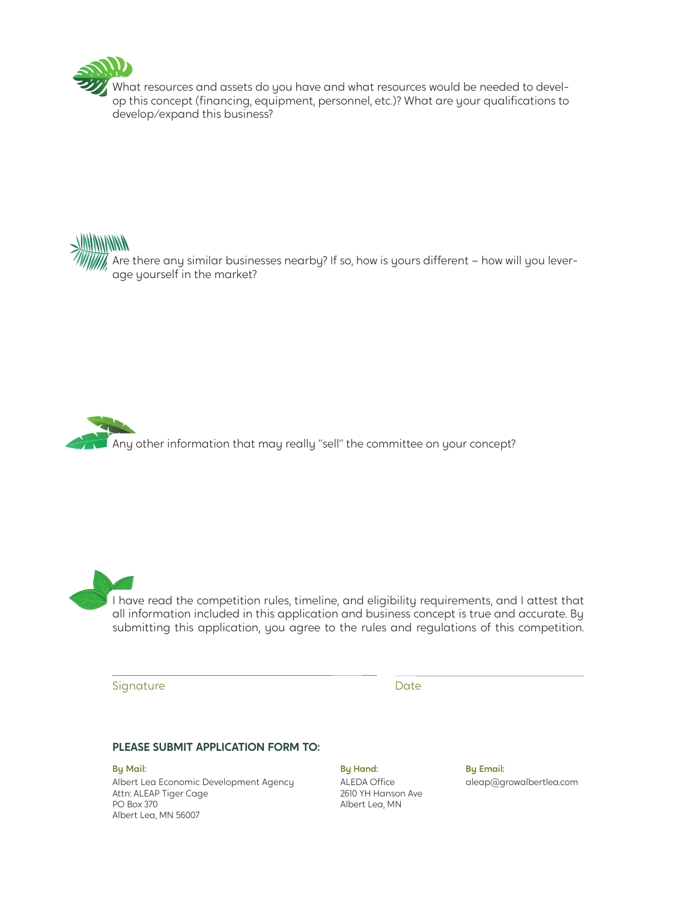What resources and assets do you have and what resources would be needed to develop this concept (financing, equipment, personnel, etc.)? What are your qualifications to develop/expand this business?

Are there any similar businesses nearby? If so, how is yours different – how will you leverage yourself in the market?

Any other information that may really "sell" the committee on your concept?

I have read the competition rules, timeline, and eligibility requirements, and I attest that all information included in this application and business concept is true and accurate. By submitting this application, you agree to the rules and regulations of this competition.

Signature

Date

**PLEASE SUBMIT APPLICATION FORM TO:**

**By Mail:**
Albert Lea Economic Development Agency
Attn: ALEAP Tiger Cage
PO Box 370
Albert Lea, MN 56007

**By Hand:**
ALEDA Office
2610 YH Hanson Ave
Albert Lea, MN

**By Email:**
aleap@growalbertlea.com